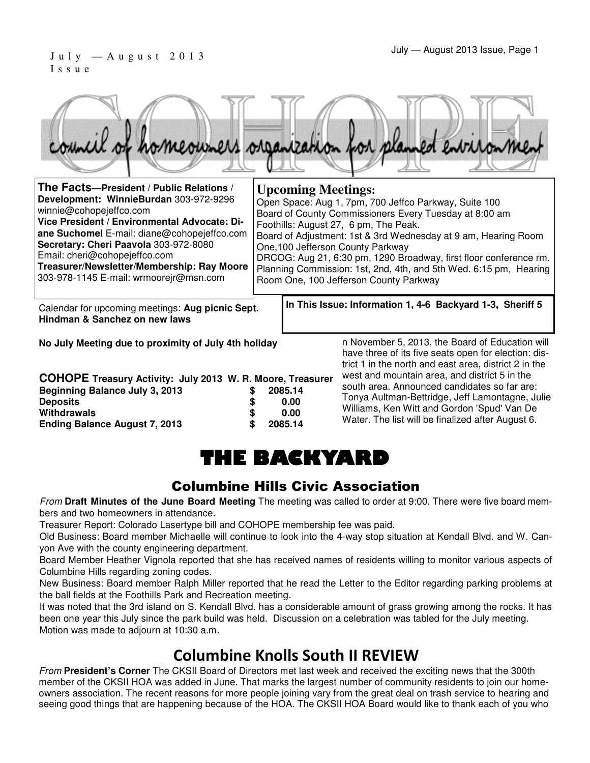July — August 2013 Issue

# COHOPE

council of homeowners organization for planned environment

**The Facts—President / Public Relations / Development: WinnieBurdan** 303-972-9296 winnie@cohopejeffco.com
**Vice President / Environmental Advocate: Diane Suchomel** E-mail: diane@cohopejeffco.com
**Secretary: Cheri Paavola** 303-972-8080 Email: cheri@cohopejeffco.com
**Treasurer/Newsletter/Membership: Ray Moore** 303-978-1145 E-mail: wrmoorejr@msn.com

**Upcoming Meetings:**
Open Space: Aug 1, 7pm, 700 Jeffco Parkway, Suite 100
Board of County Commissioners Every Tuesday at 8:00 am
Foothills: August 27, 6 pm, The Peak.
Board of Adjustment: 1st & 3rd Wednesday at 9 am, Hearing Room One,100 Jefferson County Parkway
DRCOG: Aug 21, 6:30 pm, 1290 Broadway, first floor conference rm.
Planning Commission: 1st, 2nd, 4th, and 5th Wed. 6:15 pm, Hearing Room One, 100 Jefferson County Parkway

Calendar for upcoming meetings: **Aug picnic Sept. Hindman & Sanchez on new laws**

**In This Issue: Information 1, 4-6 Backyard 1-3, Sheriff 5**

**No July Meeting due to proximity of July 4th holiday**

**COHOPE Treasury Activity: July 2013 W. R. Moore, Treasurer**

| | | |
|---|---|---|
| **Beginning Balance July 3, 2013** | **$** | **2085.14** |
| **Deposits** | **$** | **0.00** |
| **Withdrawals** | **$** | **0.00** |
| **Ending Balance August 7, 2013** | **$** | **2085.14** |

n November 5, 2013, the Board of Education will have three of its five seats open for election: district 1 in the north and east area, district 2 in the west and mountain area, and district 5 in the south area. Announced candidates so far are: Tonya Aultman-Bettridge, Jeff Lamontagne, Julie Williams, Ken Witt and Gordon 'Spud' Van De Water. The list will be finalized after August 6.

# THE BACKYARD

## Columbine Hills Civic Association

*From* **Draft Minutes of the June Board Meeting** The meeting was called to order at 9:00. There were five board members and two homeowners in attendance.

Treasurer Report: Colorado Lasertype bill and COHOPE membership fee was paid.

Old Business: Board member Michaelle will continue to look into the 4-way stop situation at Kendall Blvd. and W. Canyon Ave with the county engineering department.

Board Member Heather Vignola reported that she has received names of residents willing to monitor various aspects of Columbine Hills regarding zoning codes.

New Business: Board member Ralph Miller reported that he read the Letter to the Editor regarding parking problems at the ball fields at the Foothills Park and Recreation meeting.

It was noted that the 3rd island on S. Kendall Blvd. has a considerable amount of grass growing among the rocks. It has been one year this July since the park build was held. Discussion on a celebration was tabled for the July meeting.

Motion was made to adjourn at 10:30 a.m.

## Columbine Knolls South II REVIEW

*From* **President's Corner** The CKSII Board of Directors met last week and received the exciting news that the 300th member of the CKSII HOA was added in June. That marks the largest number of community residents to join our homeowners association. The recent reasons for more people joining vary from the great deal on trash service to hearing and seeing good things that are happening because of the HOA. The CKSII HOA Board would like to thank each of you who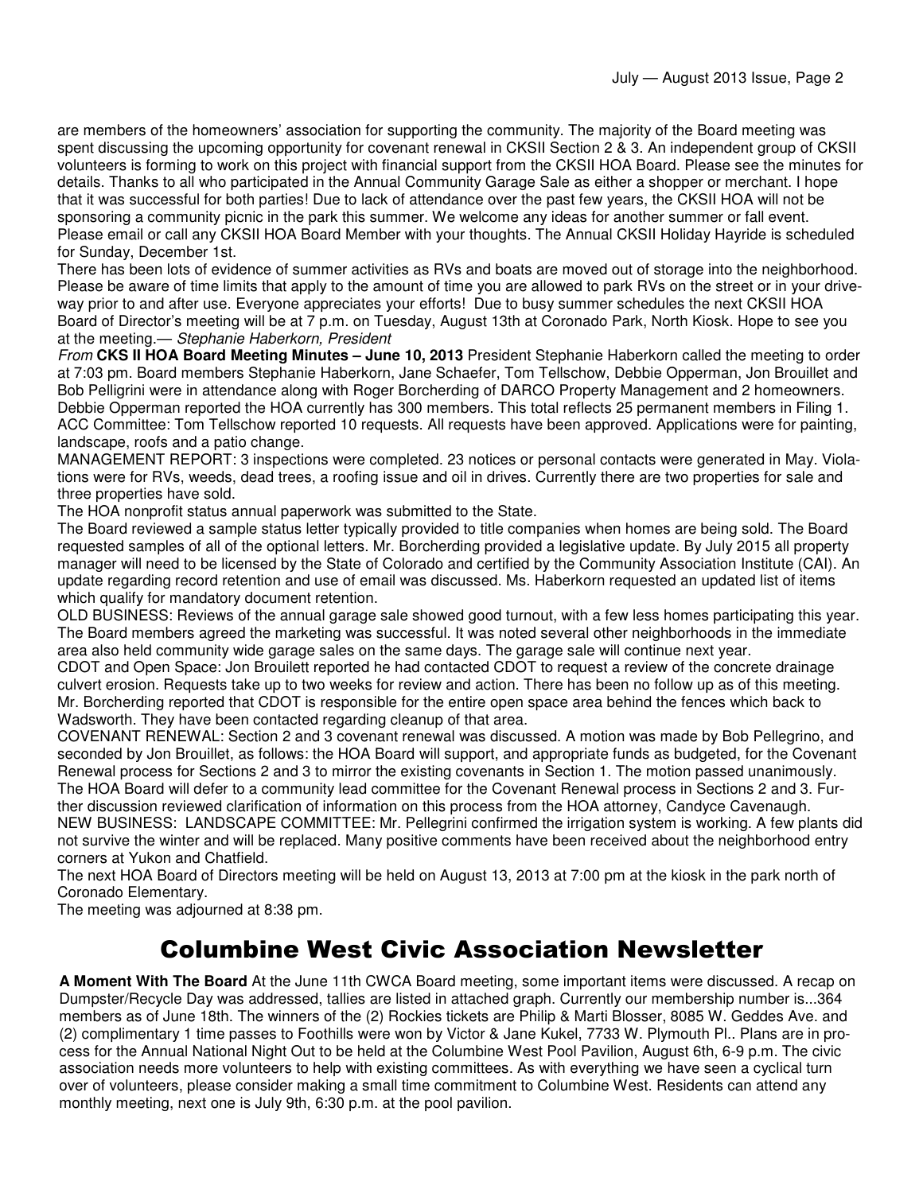are members of the homeowners' association for supporting the community. The majority of the Board meeting was spent discussing the upcoming opportunity for covenant renewal in CKSII Section 2 & 3. An independent group of CKSII volunteers is forming to work on this project with financial support from the CKSII HOA Board. Please see the minutes for details. Thanks to all who participated in the Annual Community Garage Sale as either a shopper or merchant. I hope that it was successful for both parties! Due to lack of attendance over the past few years, the CKSII HOA will not be sponsoring a community picnic in the park this summer. We welcome any ideas for another summer or fall event. Please email or call any CKSII HOA Board Member with your thoughts. The Annual CKSII Holiday Hayride is scheduled for Sunday, December 1st.

There has been lots of evidence of summer activities as RVs and boats are moved out of storage into the neighborhood. Please be aware of time limits that apply to the amount of time you are allowed to park RVs on the street or in your driveway prior to and after use. Everyone appreciates your efforts! Due to busy summer schedules the next CKSII HOA Board of Director's meeting will be at 7 p.m. on Tuesday, August 13th at Coronado Park, North Kiosk. Hope to see you at the meeting.— *Stephanie Haberkorn, President*

*From* **CKS II HOA Board Meeting Minutes – June 10, 2013** President Stephanie Haberkorn called the meeting to order at 7:03 pm. Board members Stephanie Haberkorn, Jane Schaefer, Tom Tellschow, Debbie Opperman, Jon Brouillet and Bob Pelligrini were in attendance along with Roger Borcherding of DARCO Property Management and 2 homeowners. Debbie Opperman reported the HOA currently has 300 members. This total reflects 25 permanent members in Filing 1.

ACC Committee: Tom Tellschow reported 10 requests. All requests have been approved. Applications were for painting, landscape, roofs and a patio change.

MANAGEMENT REPORT: 3 inspections were completed. 23 notices or personal contacts were generated in May. Violations were for RVs, weeds, dead trees, a roofing issue and oil in drives. Currently there are two properties for sale and three properties have sold.

The HOA nonprofit status annual paperwork was submitted to the State.

The Board reviewed a sample status letter typically provided to title companies when homes are being sold. The Board requested samples of all of the optional letters. Mr. Borcherding provided a legislative update. By July 2015 all property manager will need to be licensed by the State of Colorado and certified by the Community Association Institute (CAI). An update regarding record retention and use of email was discussed. Ms. Haberkorn requested an updated list of items which qualify for mandatory document retention.

OLD BUSINESS: Reviews of the annual garage sale showed good turnout, with a few less homes participating this year. The Board members agreed the marketing was successful. It was noted several other neighborhoods in the immediate area also held community wide garage sales on the same days. The garage sale will continue next year.

CDOT and Open Space: Jon Brouilett reported he had contacted CDOT to request a review of the concrete drainage culvert erosion. Requests take up to two weeks for review and action. There has been no follow up as of this meeting. Mr. Borcherding reported that CDOT is responsible for the entire open space area behind the fences which back to Wadsworth. They have been contacted regarding cleanup of that area.

COVENANT RENEWAL: Section 2 and 3 covenant renewal was discussed. A motion was made by Bob Pellegrino, and seconded by Jon Brouillet, as follows: the HOA Board will support, and appropriate funds as budgeted, for the Covenant Renewal process for Sections 2 and 3 to mirror the existing covenants in Section 1. The motion passed unanimously. The HOA Board will defer to a community lead committee for the Covenant Renewal process in Sections 2 and 3. Further discussion reviewed clarification of information on this process from the HOA attorney, Candyce Cavenaugh.

NEW BUSINESS: LANDSCAPE COMMITTEE: Mr. Pellegrini confirmed the irrigation system is working. A few plants did not survive the winter and will be replaced. Many positive comments have been received about the neighborhood entry corners at Yukon and Chatfield.

The next HOA Board of Directors meeting will be held on August 13, 2013 at 7:00 pm at the kiosk in the park north of Coronado Elementary.

The meeting was adjourned at 8:38 pm.

# Columbine West Civic Association Newsletter

**A Moment With The Board** At the June 11th CWCA Board meeting, some important items were discussed. A recap on Dumpster/Recycle Day was addressed, tallies are listed in attached graph. Currently our membership number is...364 members as of June 18th. The winners of the (2) Rockies tickets are Philip & Marti Blosser, 8085 W. Geddes Ave. and (2) complimentary 1 time passes to Foothills were won by Victor & Jane Kukel, 7733 W. Plymouth Pl.. Plans are in process for the Annual National Night Out to be held at the Columbine West Pool Pavilion, August 6th, 6-9 p.m. The civic association needs more volunteers to help with existing committees. As with everything we have seen a cyclical turn over of volunteers, please consider making a small time commitment to Columbine West. Residents can attend any monthly meeting, next one is July 9th, 6:30 p.m. at the pool pavilion.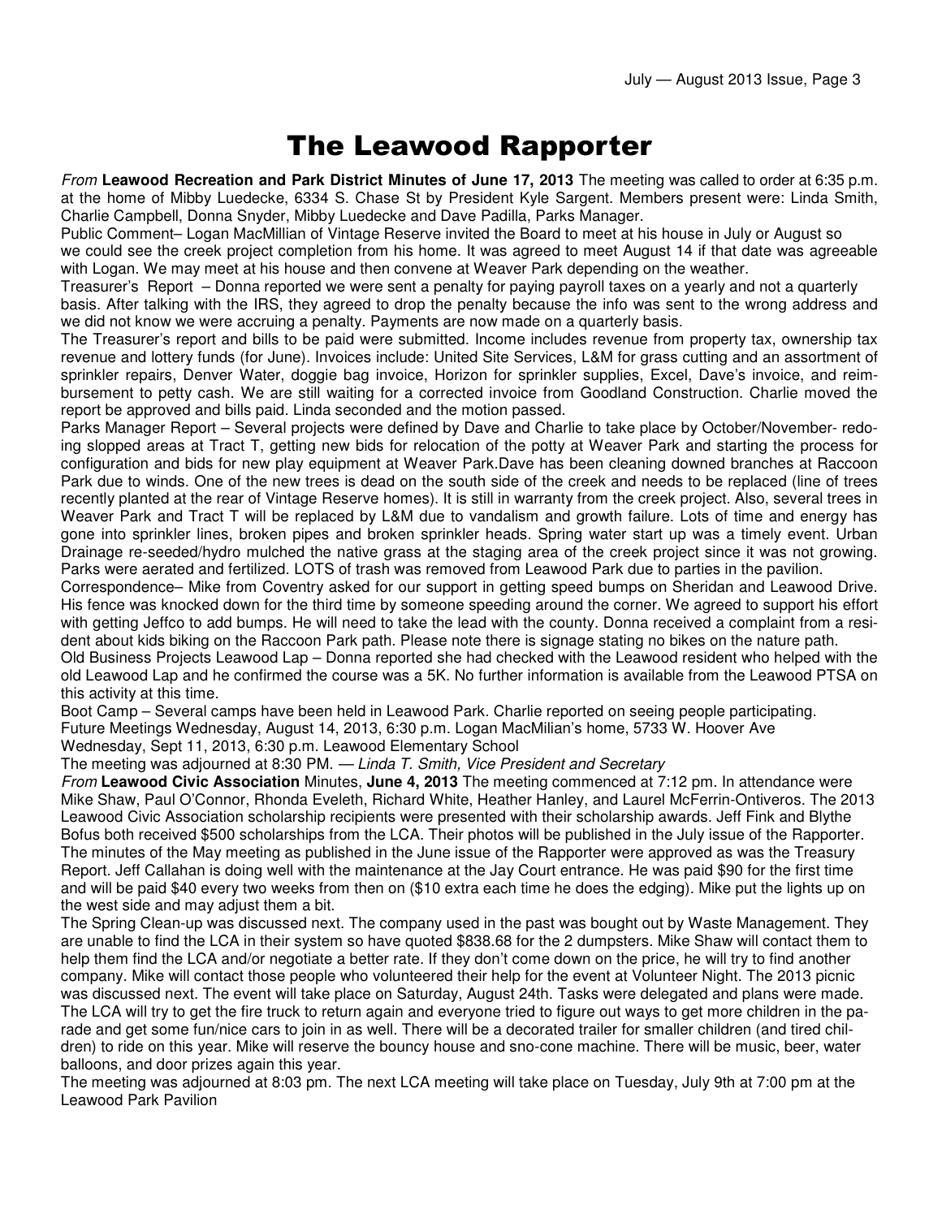# The Leawood Rapporter

*From* **Leawood Recreation and Park District Minutes of June 17, 2013** The meeting was called to order at 6:35 p.m. at the home of Mibby Luedecke, 6334 S. Chase St by President Kyle Sargent. Members present were: Linda Smith, Charlie Campbell, Donna Snyder, Mibby Luedecke and Dave Padilla, Parks Manager.

Public Comment– Logan MacMillian of Vintage Reserve invited the Board to meet at his house in July or August so we could see the creek project completion from his home. It was agreed to meet August 14 if that date was agreeable with Logan. We may meet at his house and then convene at Weaver Park depending on the weather.

Treasurer's Report – Donna reported we were sent a penalty for paying payroll taxes on a yearly and not a quarterly basis. After talking with the IRS, they agreed to drop the penalty because the info was sent to the wrong address and we did not know we were accruing a penalty. Payments are now made on a quarterly basis.

The Treasurer's report and bills to be paid were submitted. Income includes revenue from property tax, ownership tax revenue and lottery funds (for June). Invoices include: United Site Services, L&M for grass cutting and an assortment of sprinkler repairs, Denver Water, doggie bag invoice, Horizon for sprinkler supplies, Excel, Dave's invoice, and reimbursement to petty cash. We are still waiting for a corrected invoice from Goodland Construction. Charlie moved the report be approved and bills paid. Linda seconded and the motion passed.

Parks Manager Report – Several projects were defined by Dave and Charlie to take place by October/November- redoing slopped areas at Tract T, getting new bids for relocation of the potty at Weaver Park and starting the process for configuration and bids for new play equipment at Weaver Park.Dave has been cleaning downed branches at Raccoon Park due to winds. One of the new trees is dead on the south side of the creek and needs to be replaced (line of trees recently planted at the rear of Vintage Reserve homes). It is still in warranty from the creek project. Also, several trees in Weaver Park and Tract T will be replaced by L&M due to vandalism and growth failure. Lots of time and energy has gone into sprinkler lines, broken pipes and broken sprinkler heads. Spring water start up was a timely event. Urban Drainage re-seeded/hydro mulched the native grass at the staging area of the creek project since it was not growing. Parks were aerated and fertilized. LOTS of trash was removed from Leawood Park due to parties in the pavilion.

Correspondence– Mike from Coventry asked for our support in getting speed bumps on Sheridan and Leawood Drive. His fence was knocked down for the third time by someone speeding around the corner. We agreed to support his effort with getting Jeffco to add bumps. He will need to take the lead with the county. Donna received a complaint from a resident about kids biking on the Raccoon Park path. Please note there is signage stating no bikes on the nature path.

Old Business Projects Leawood Lap – Donna reported she had checked with the Leawood resident who helped with the old Leawood Lap and he confirmed the course was a 5K. No further information is available from the Leawood PTSA on this activity at this time.

Boot Camp – Several camps have been held in Leawood Park. Charlie reported on seeing people participating.

Future Meetings Wednesday, August 14, 2013, 6:30 p.m. Logan MacMilian's home, 5733 W. Hoover Ave

Wednesday, Sept 11, 2013, 6:30 p.m. Leawood Elementary School

The meeting was adjourned at 8:30 PM. — *Linda T. Smith, Vice President and Secretary*

*From* **Leawood Civic Association** Minutes, **June 4, 2013** The meeting commenced at 7:12 pm. In attendance were Mike Shaw, Paul O'Connor, Rhonda Eveleth, Richard White, Heather Hanley, and Laurel McFerrin-Ontiveros. The 2013 Leawood Civic Association scholarship recipients were presented with their scholarship awards. Jeff Fink and Blythe Bofus both received $500 scholarships from the LCA. Their photos will be published in the July issue of the Rapporter. The minutes of the May meeting as published in the June issue of the Rapporter were approved as was the Treasury Report. Jeff Callahan is doing well with the maintenance at the Jay Court entrance. He was paid $90 for the first time and will be paid $40 every two weeks from then on ($10 extra each time he does the edging). Mike put the lights up on the west side and may adjust them a bit.

The Spring Clean-up was discussed next. The company used in the past was bought out by Waste Management. They are unable to find the LCA in their system so have quoted $838.68 for the 2 dumpsters. Mike Shaw will contact them to help them find the LCA and/or negotiate a better rate. If they don't come down on the price, he will try to find another company. Mike will contact those people who volunteered their help for the event at Volunteer Night. The 2013 picnic was discussed next. The event will take place on Saturday, August 24th. Tasks were delegated and plans were made. The LCA will try to get the fire truck to return again and everyone tried to figure out ways to get more children in the parade and get some fun/nice cars to join in as well. There will be a decorated trailer for smaller children (and tired children) to ride on this year. Mike will reserve the bouncy house and sno-cone machine. There will be music, beer, water balloons, and door prizes again this year.

The meeting was adjourned at 8:03 pm. The next LCA meeting will take place on Tuesday, July 9th at 7:00 pm at the Leawood Park Pavilion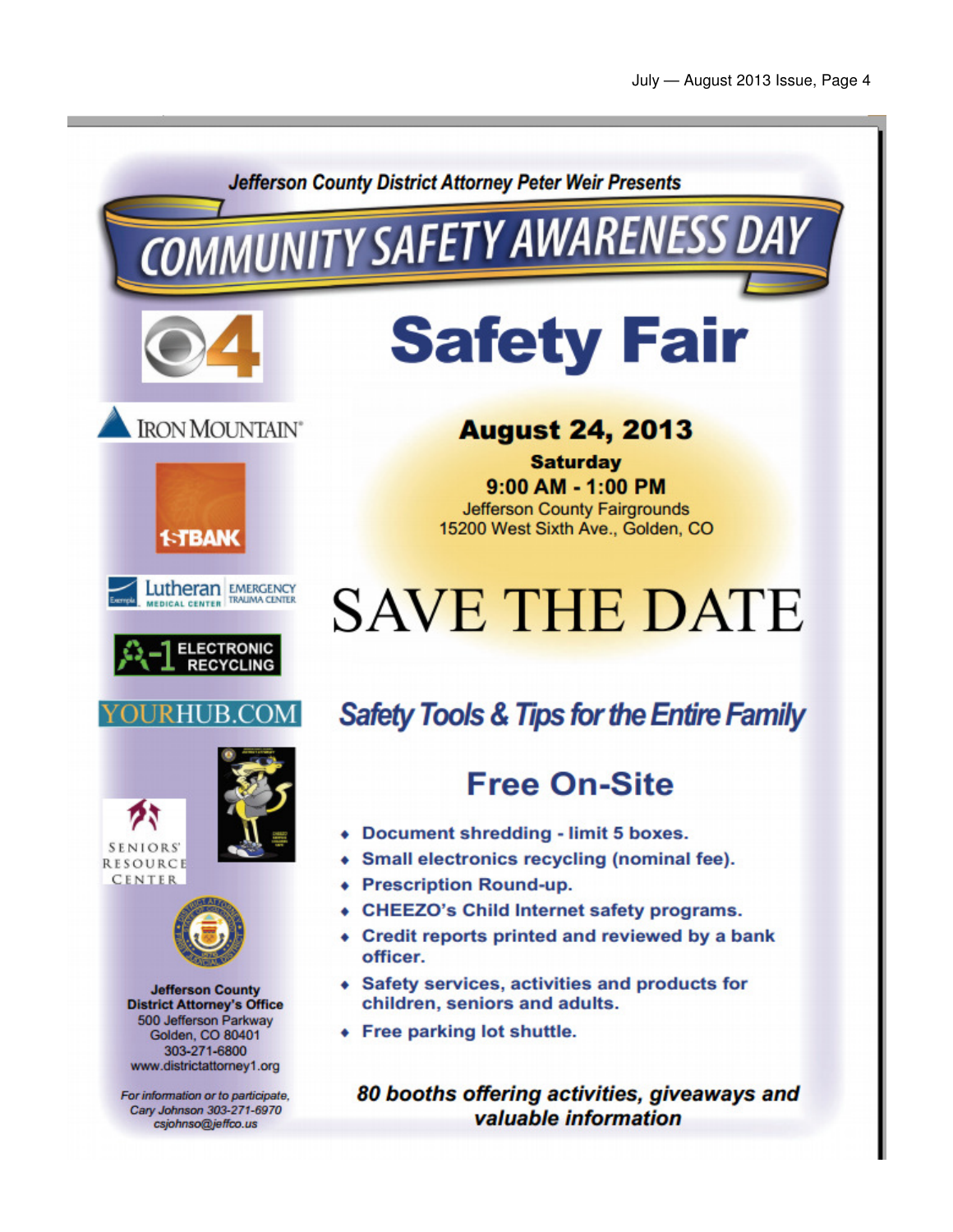Jefferson County District Attorney Peter Weir Presents

# COMMUNITY SAFETY AWARENESS DAY

# Safety Fair

## August 24, 2013

**Saturday**
**9:00 AM - 1:00 PM**
Jefferson County Fairgrounds
15200 West Sixth Ave., Golden, CO

# SAVE THE DATE

## *Safety Tools & Tips for the Entire Family*

## Free On-Site

- **Document shredding - limit 5 boxes.**
- **Small electronics recycling (nominal fee).**
- **Prescription Round-up.**
- **CHEEZO's Child Internet safety programs.**
- **Credit reports printed and reviewed by a bank officer.**
- **Safety services, activities and products for children, seniors and adults.**
- **Free parking lot shuttle.**

***80 booths offering activities, giveaways and valuable information***

IRON MOUNTAIN

1STBANK

Lutheran Medical Center Emergency Trauma Center

A-1 ELECTRONIC RECYCLING

YOURHUB.COM

SENIORS' RESOURCE CENTER

**Jefferson County District Attorney's Office**
500 Jefferson Parkway
Golden, CO 80401
303-271-6800
www.districtattorney1.org

*For information or to participate, Cary Johnson 303-271-6970 csjohnso@jeffco.us*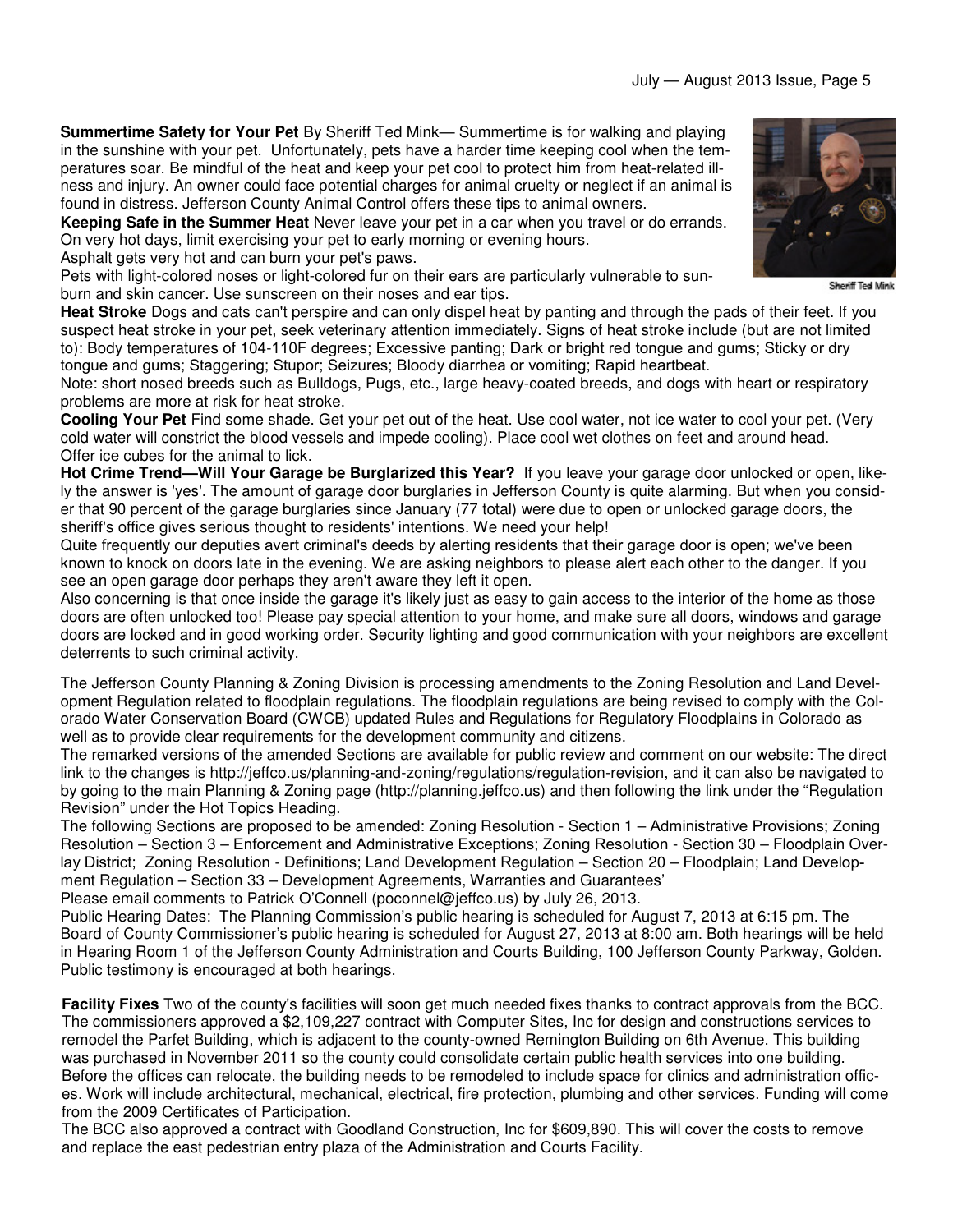**Summertime Safety for Your Pet** By Sheriff Ted Mink— Summertime is for walking and playing in the sunshine with your pet. Unfortunately, pets have a harder time keeping cool when the temperatures soar. Be mindful of the heat and keep your pet cool to protect him from heat-related illness and injury. An owner could face potential charges for animal cruelty or neglect if an animal is found in distress. Jefferson County Animal Control offers these tips to animal owners.

**Keeping Safe in the Summer Heat** Never leave your pet in a car when you travel or do errands. On very hot days, limit exercising your pet to early morning or evening hours.

Asphalt gets very hot and can burn your pet's paws.

Pets with light-colored noses or light-colored fur on their ears are particularly vulnerable to sunburn and skin cancer. Use sunscreen on their noses and ear tips.

Sheriff Ted Mink

**Heat Stroke** Dogs and cats can't perspire and can only dispel heat by panting and through the pads of their feet. If you suspect heat stroke in your pet, seek veterinary attention immediately. Signs of heat stroke include (but are not limited to): Body temperatures of 104-110F degrees; Excessive panting; Dark or bright red tongue and gums; Sticky or dry tongue and gums; Staggering; Stupor; Seizures; Bloody diarrhea or vomiting; Rapid heartbeat.

Note: short nosed breeds such as Bulldogs, Pugs, etc., large heavy-coated breeds, and dogs with heart or respiratory problems are more at risk for heat stroke.

**Cooling Your Pet** Find some shade. Get your pet out of the heat. Use cool water, not ice water to cool your pet. (Very cold water will constrict the blood vessels and impede cooling). Place cool wet clothes on feet and around head. Offer ice cubes for the animal to lick.

**Hot Crime Trend—Will Your Garage be Burglarized this Year?** If you leave your garage door unlocked or open, likely the answer is 'yes'. The amount of garage door burglaries in Jefferson County is quite alarming. But when you consider that 90 percent of the garage burglaries since January (77 total) were due to open or unlocked garage doors, the sheriff's office gives serious thought to residents' intentions. We need your help!

Quite frequently our deputies avert criminal's deeds by alerting residents that their garage door is open; we've been known to knock on doors late in the evening. We are asking neighbors to please alert each other to the danger. If you see an open garage door perhaps they aren't aware they left it open.

Also concerning is that once inside the garage it's likely just as easy to gain access to the interior of the home as those doors are often unlocked too! Please pay special attention to your home, and make sure all doors, windows and garage doors are locked and in good working order. Security lighting and good communication with your neighbors are excellent deterrents to such criminal activity.

The Jefferson County Planning & Zoning Division is processing amendments to the Zoning Resolution and Land Development Regulation related to floodplain regulations. The floodplain regulations are being revised to comply with the Colorado Water Conservation Board (CWCB) updated Rules and Regulations for Regulatory Floodplains in Colorado as well as to provide clear requirements for the development community and citizens.

The remarked versions of the amended Sections are available for public review and comment on our website: The direct link to the changes is http://jeffco.us/planning-and-zoning/regulations/regulation-revision, and it can also be navigated to by going to the main Planning & Zoning page (http://planning.jeffco.us) and then following the link under the "Regulation Revision" under the Hot Topics Heading.

The following Sections are proposed to be amended: Zoning Resolution - Section 1 – Administrative Provisions; Zoning Resolution – Section 3 – Enforcement and Administrative Exceptions; Zoning Resolution - Section 30 – Floodplain Overlay District; Zoning Resolution - Definitions; Land Development Regulation – Section 20 – Floodplain; Land Development Regulation – Section 33 – Development Agreements, Warranties and Guarantees'

Please email comments to Patrick O'Connell (poconnel@jeffco.us) by July 26, 2013.

Public Hearing Dates: The Planning Commission's public hearing is scheduled for August 7, 2013 at 6:15 pm. The Board of County Commissioner's public hearing is scheduled for August 27, 2013 at 8:00 am. Both hearings will be held in Hearing Room 1 of the Jefferson County Administration and Courts Building, 100 Jefferson County Parkway, Golden. Public testimony is encouraged at both hearings.

**Facility Fixes** Two of the county's facilities will soon get much needed fixes thanks to contract approvals from the BCC. The commissioners approved a $2,109,227 contract with Computer Sites, Inc for design and constructions services to remodel the Parfet Building, which is adjacent to the county-owned Remington Building on 6th Avenue. This building was purchased in November 2011 so the county could consolidate certain public health services into one building. Before the offices can relocate, the building needs to be remodeled to include space for clinics and administration offices. Work will include architectural, mechanical, electrical, fire protection, plumbing and other services. Funding will come from the 2009 Certificates of Participation.

The BCC also approved a contract with Goodland Construction, Inc for $609,890. This will cover the costs to remove and replace the east pedestrian entry plaza of the Administration and Courts Facility.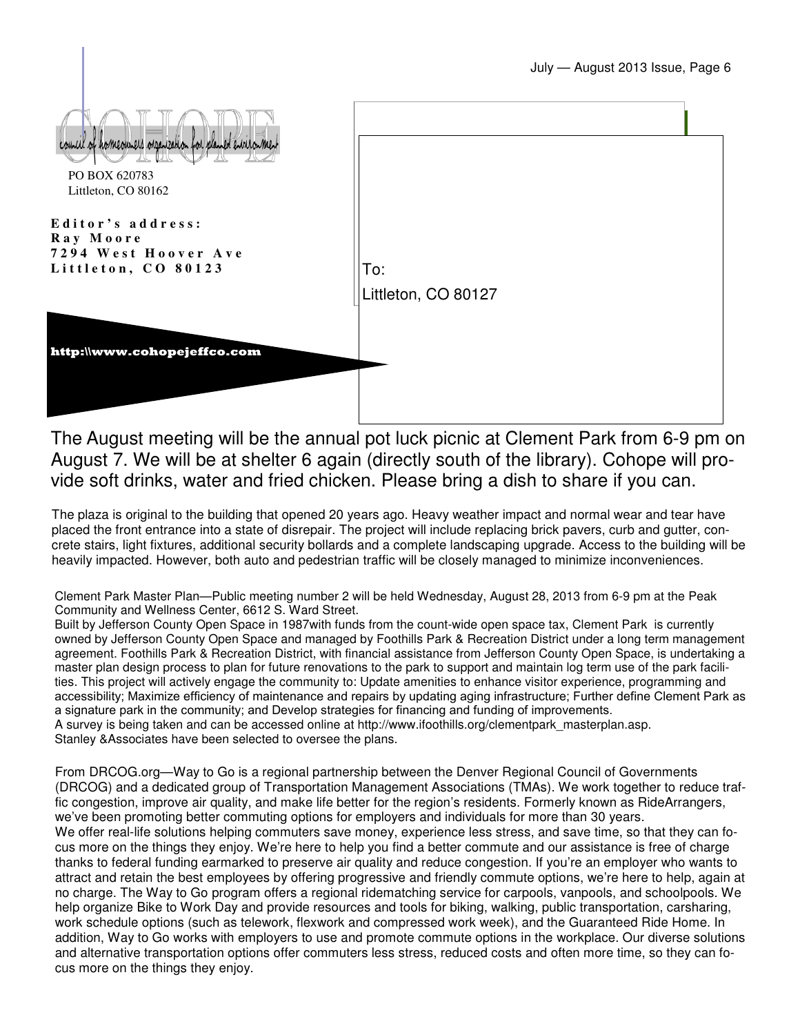COHOPE

council of homeowners organization for planned environment

PO BOX 620783
Littleton, CO 80162

**Editor's address:**
**Ray Moore**
**7294 West Hoover Ave**
**Littleton, CO 80123**

**http:\\www.cohopejeffco.com**

To:

Littleton, CO 80127

The August meeting will be the annual pot luck picnic at Clement Park from 6-9 pm on August 7. We will be at shelter 6 again (directly south of the library). Cohope will provide soft drinks, water and fried chicken. Please bring a dish to share if you can.

The plaza is original to the building that opened 20 years ago. Heavy weather impact and normal wear and tear have placed the front entrance into a state of disrepair. The project will include replacing brick pavers, curb and gutter, concrete stairs, light fixtures, additional security bollards and a complete landscaping upgrade. Access to the building will be heavily impacted. However, both auto and pedestrian traffic will be closely managed to minimize inconveniences.

Clement Park Master Plan—Public meeting number 2 will be held Wednesday, August 28, 2013 from 6-9 pm at the Peak Community and Wellness Center, 6612 S. Ward Street.
Built by Jefferson County Open Space in 1987with funds from the count-wide open space tax, Clement Park is currently owned by Jefferson County Open Space and managed by Foothills Park & Recreation District under a long term management agreement. Foothills Park & Recreation District, with financial assistance from Jefferson County Open Space, is undertaking a master plan design process to plan for future renovations to the park to support and maintain log term use of the park facilities. This project will actively engage the community to: Update amenities to enhance visitor experience, programming and accessibility; Maximize efficiency of maintenance and repairs by updating aging infrastructure; Further define Clement Park as a signature park in the community; and Develop strategies for financing and funding of improvements.
A survey is being taken and can be accessed online at http://www.ifoothills.org/clementpark_masterplan.asp.
Stanley &Associates have been selected to oversee the plans.

From DRCOG.org—Way to Go is a regional partnership between the Denver Regional Council of Governments (DRCOG) and a dedicated group of Transportation Management Associations (TMAs). We work together to reduce traffic congestion, improve air quality, and make life better for the region's residents. Formerly known as RideArrangers, we've been promoting better commuting options for employers and individuals for more than 30 years.
We offer real-life solutions helping commuters save money, experience less stress, and save time, so that they can focus more on the things they enjoy. We're here to help you find a better commute and our assistance is free of charge thanks to federal funding earmarked to preserve air quality and reduce congestion. If you're an employer who wants to attract and retain the best employees by offering progressive and friendly commute options, we're here to help, again at no charge. The Way to Go program offers a regional ridematching service for carpools, vanpools, and schoolpools. We help organize Bike to Work Day and provide resources and tools for biking, walking, public transportation, carsharing, work schedule options (such as telework, flexwork and compressed work week), and the Guaranteed Ride Home. In addition, Way to Go works with employers to use and promote commute options in the workplace. Our diverse solutions and alternative transportation options offer commuters less stress, reduced costs and often more time, so they can focus more on the things they enjoy.